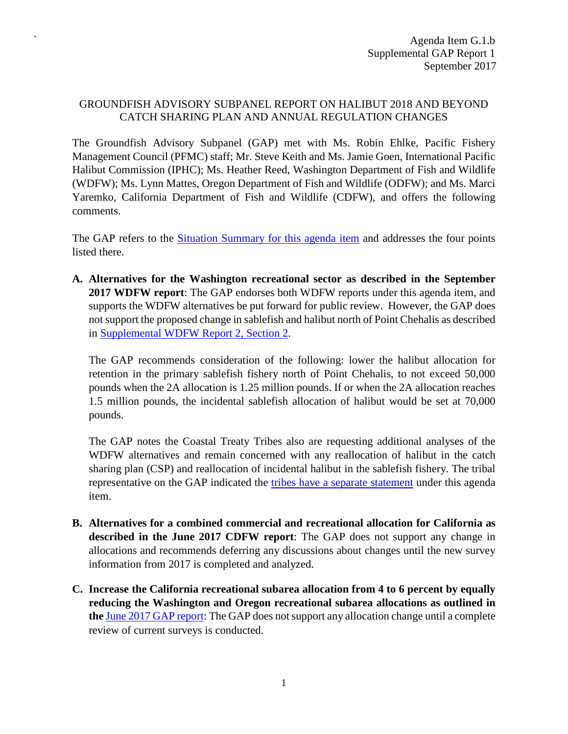Agenda Item G.1.b
Supplemental GAP Report 1
September 2017

# GROUNDFISH ADVISORY SUBPANEL REPORT ON HALIBUT 2018 AND BEYOND CATCH SHARING PLAN AND ANNUAL REGULATION CHANGES

The Groundfish Advisory Subpanel (GAP) met with Ms. Robin Ehlke, Pacific Fishery Management Council (PFMC) staff; Mr. Steve Keith and Ms. Jamie Goen, International Pacific Halibut Commission (IPHC); Ms. Heather Reed, Washington Department of Fish and Wildlife (WDFW); Ms. Lynn Mattes, Oregon Department of Fish and Wildlife (ODFW); and Ms. Marci Yaremko, California Department of Fish and Wildlife (CDFW), and offers the following comments.

The GAP refers to the Situation Summary for this agenda item and addresses the four points listed there.

**A. Alternatives for the Washington recreational sector as described in the September 2017 WDFW report**: The GAP endorses both WDFW reports under this agenda item, and supports the WDFW alternatives be put forward for public review. However, the GAP does not support the proposed change in sablefish and halibut north of Point Chehalis as described in Supplemental WDFW Report 2, Section 2.

The GAP recommends consideration of the following: lower the halibut allocation for retention in the primary sablefish fishery north of Point Chehalis, to not exceed 50,000 pounds when the 2A allocation is 1.25 million pounds. If or when the 2A allocation reaches 1.5 million pounds, the incidental sablefish allocation of halibut would be set at 70,000 pounds.

The GAP notes the Coastal Treaty Tribes also are requesting additional analyses of the WDFW alternatives and remain concerned with any reallocation of halibut in the catch sharing plan (CSP) and reallocation of incidental halibut in the sablefish fishery. The tribal representative on the GAP indicated the tribes have a separate statement under this agenda item.

**B. Alternatives for a combined commercial and recreational allocation for California as described in the June 2017 CDFW report**: The GAP does not support any change in allocations and recommends deferring any discussions about changes until the new survey information from 2017 is completed and analyzed.

**C. Increase the California recreational subarea allocation from 4 to 6 percent by equally reducing the Washington and Oregon recreational subarea allocations as outlined in the June 2017 GAP report**: The GAP does not support any allocation change until a complete review of current surveys is conducted.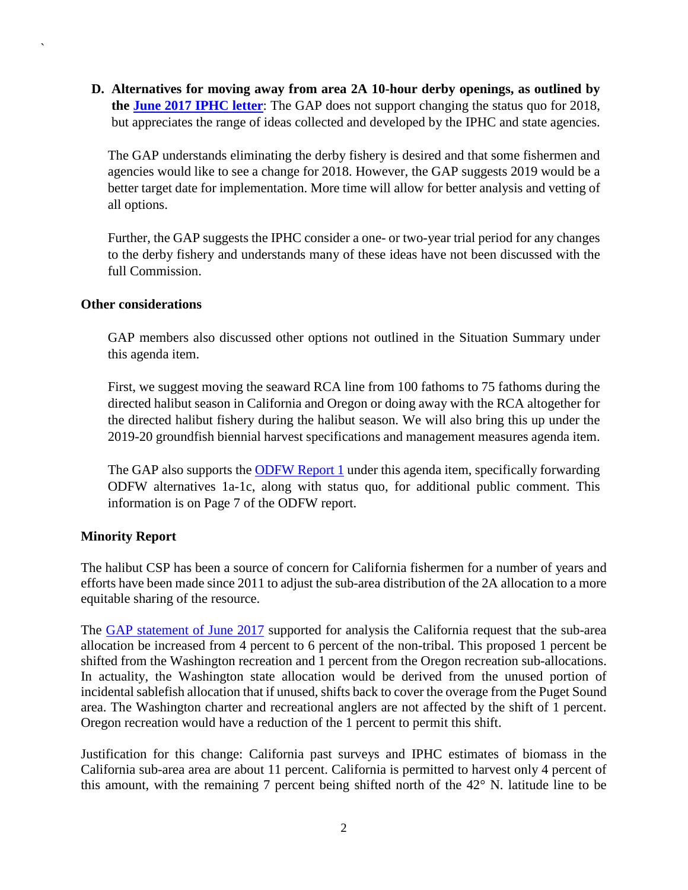**D. Alternatives for moving away from area 2A 10-hour derby openings, as outlined by the [June 2017 IPHC letter](#)**: The GAP does not support changing the status quo for 2018, but appreciates the range of ideas collected and developed by the IPHC and state agencies.

The GAP understands eliminating the derby fishery is desired and that some fishermen and agencies would like to see a change for 2018. However, the GAP suggests 2019 would be a better target date for implementation. More time will allow for better analysis and vetting of all options.

Further, the GAP suggests the IPHC consider a one- or two-year trial period for any changes to the derby fishery and understands many of these ideas have not been discussed with the full Commission.

### Other considerations

GAP members also discussed other options not outlined in the Situation Summary under this agenda item.

First, we suggest moving the seaward RCA line from 100 fathoms to 75 fathoms during the directed halibut season in California and Oregon or doing away with the RCA altogether for the directed halibut fishery during the halibut season. We will also bring this up under the 2019-20 groundfish biennial harvest specifications and management measures agenda item.

The GAP also supports the [ODFW Report 1](#) under this agenda item, specifically forwarding ODFW alternatives 1a-1c, along with status quo, for additional public comment. This information is on Page 7 of the ODFW report.

### Minority Report

The halibut CSP has been a source of concern for California fishermen for a number of years and efforts have been made since 2011 to adjust the sub-area distribution of the 2A allocation to a more equitable sharing of the resource.

The [GAP statement of June 2017](#) supported for analysis the California request that the sub-area allocation be increased from 4 percent to 6 percent of the non-tribal. This proposed 1 percent be shifted from the Washington recreation and 1 percent from the Oregon recreation sub-allocations. In actuality, the Washington state allocation would be derived from the unused portion of incidental sablefish allocation that if unused, shifts back to cover the overage from the Puget Sound area. The Washington charter and recreational anglers are not affected by the shift of 1 percent. Oregon recreation would have a reduction of the 1 percent to permit this shift.

Justification for this change: California past surveys and IPHC estimates of biomass in the California sub-area area are about 11 percent. California is permitted to harvest only 4 percent of this amount, with the remaining 7 percent being shifted north of the 42° N. latitude line to be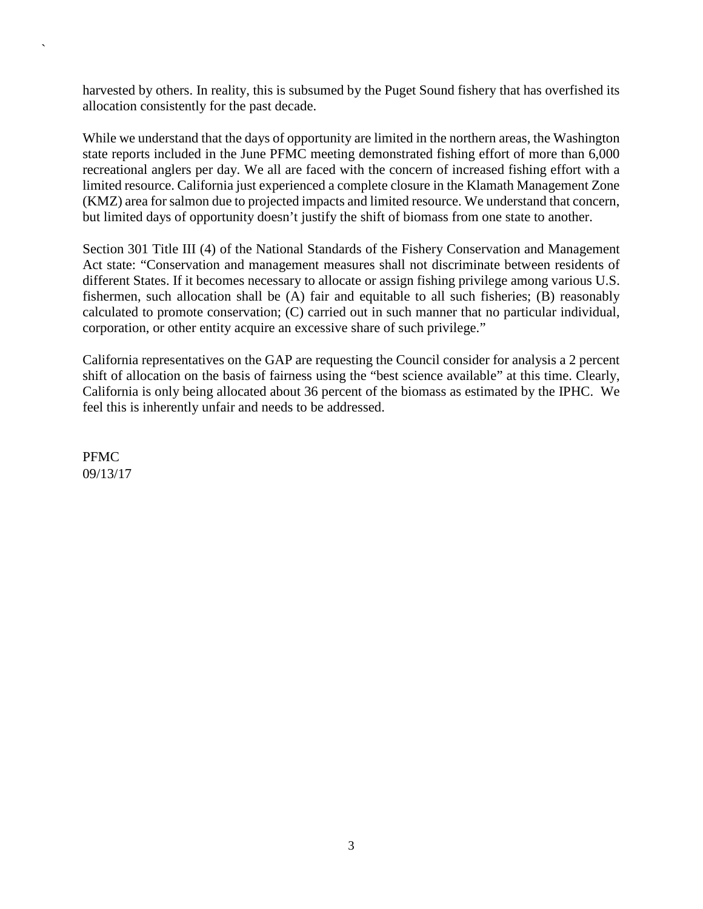harvested by others. In reality, this is subsumed by the Puget Sound fishery that has overfished its allocation consistently for the past decade.

While we understand that the days of opportunity are limited in the northern areas, the Washington state reports included in the June PFMC meeting demonstrated fishing effort of more than 6,000 recreational anglers per day. We all are faced with the concern of increased fishing effort with a limited resource. California just experienced a complete closure in the Klamath Management Zone (KMZ) area for salmon due to projected impacts and limited resource. We understand that concern, but limited days of opportunity doesn't justify the shift of biomass from one state to another.

Section 301 Title III (4) of the National Standards of the Fishery Conservation and Management Act state: "Conservation and management measures shall not discriminate between residents of different States. If it becomes necessary to allocate or assign fishing privilege among various U.S. fishermen, such allocation shall be (A) fair and equitable to all such fisheries; (B) reasonably calculated to promote conservation; (C) carried out in such manner that no particular individual, corporation, or other entity acquire an excessive share of such privilege."

California representatives on the GAP are requesting the Council consider for analysis a 2 percent shift of allocation on the basis of fairness using the "best science available" at this time. Clearly, California is only being allocated about 36 percent of the biomass as estimated by the IPHC. We feel this is inherently unfair and needs to be addressed.

PFMC
09/13/17